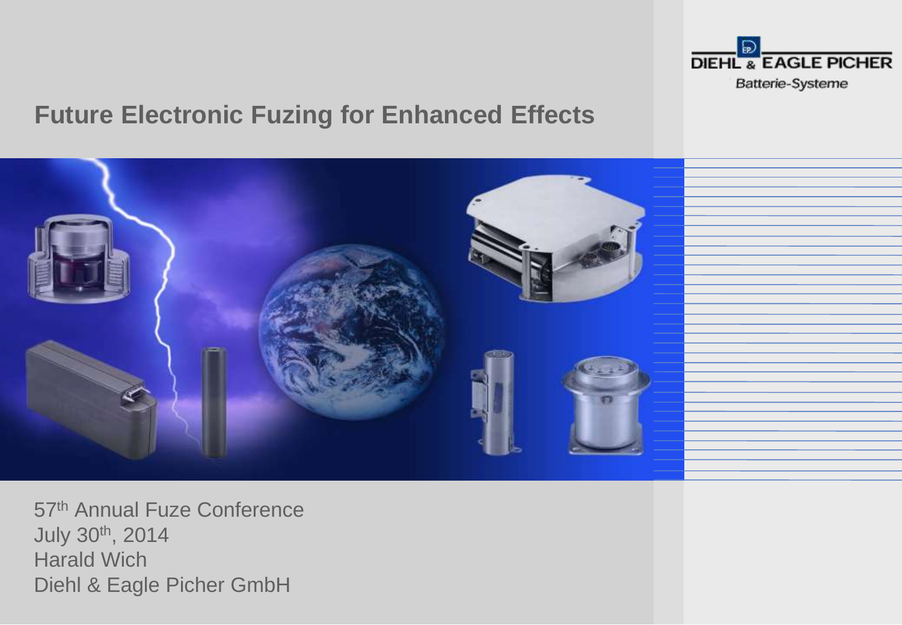DIEHL & EAGLE PICHER
Batterie-Systeme

# Future Electronic Fuzing for Enhanced Effects

57th Annual Fuze Conference
July 30th, 2014
Harald Wich
Diehl & Eagle Picher GmbH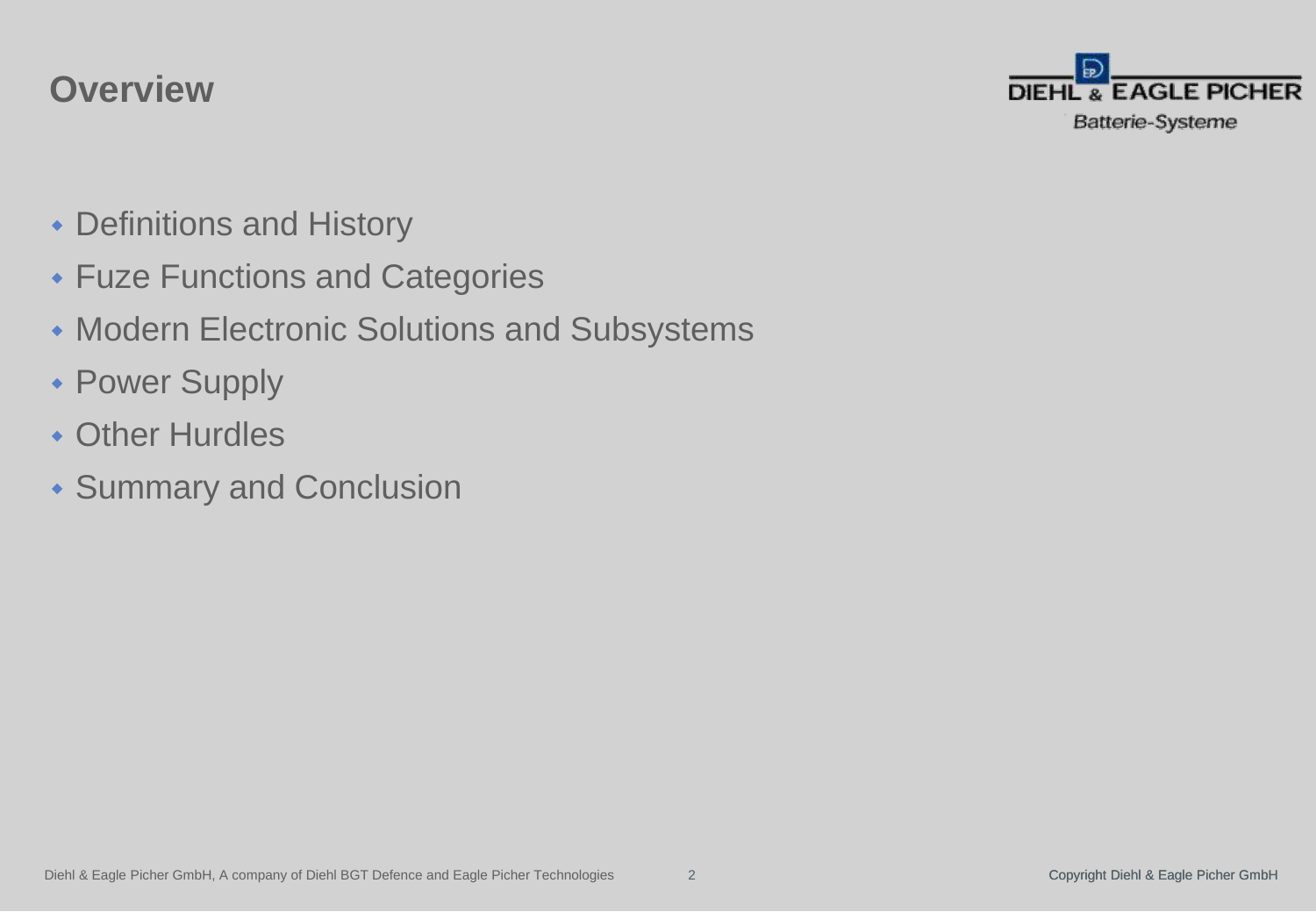# Overview

- Definitions and History
- Fuze Functions and Categories
- Modern Electronic Solutions and Subsystems
- Power Supply
- Other Hurdles
- Summary and Conclusion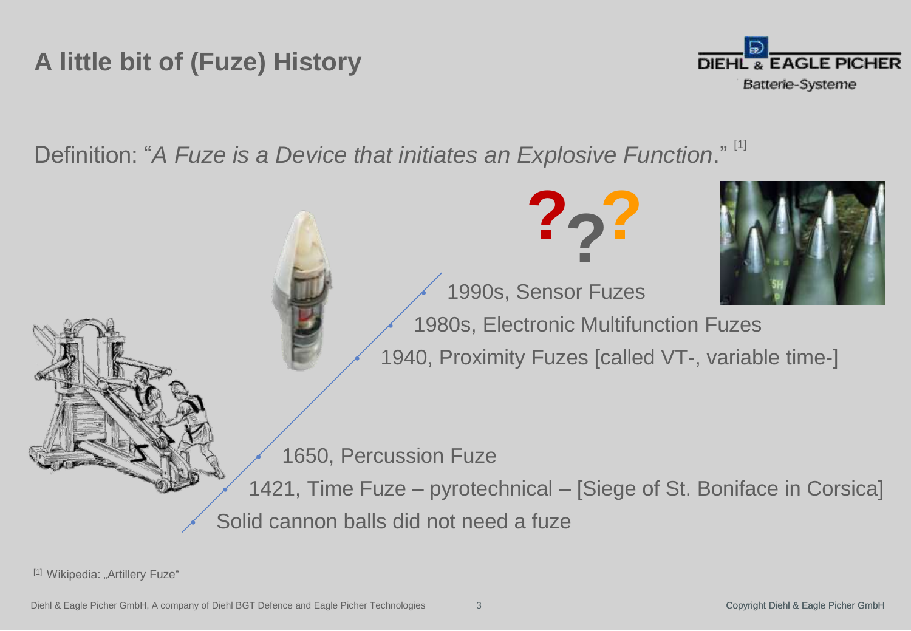# A little bit of (Fuze) History

Definition: "*A Fuze is a Device that initiates an Explosive Function*." [1]

- 1990s, Sensor Fuzes
- 1980s, Electronic Multifunction Fuzes
- 1940, Proximity Fuzes [called VT-, variable time-]
- 1650, Percussion Fuze
- 1421, Time Fuze – pyrotechnical – [Siege of St. Boniface in Corsica]
- Solid cannon balls did not need a fuze

[1] Wikipedia: „Artillery Fuze"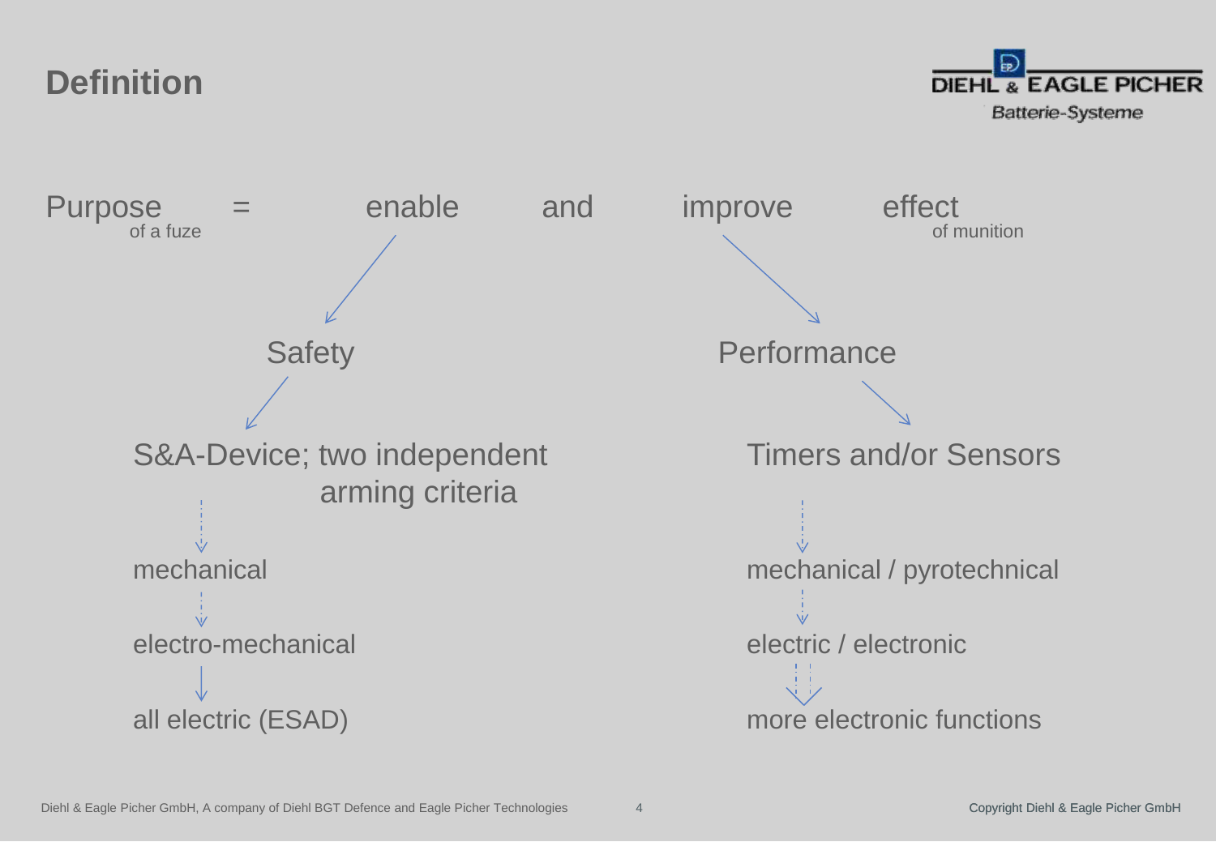# Definition

Purpose (of a fuze) = enable and improve effect (of munition)

**enable → Safety**

S&A-Device; two independent arming criteria

- mechanical
- electro-mechanical
- all electric (ESAD)

**improve → Performance**

Timers and/or Sensors

- mechanical / pyrotechnical
- electric / electronic
- more electronic functions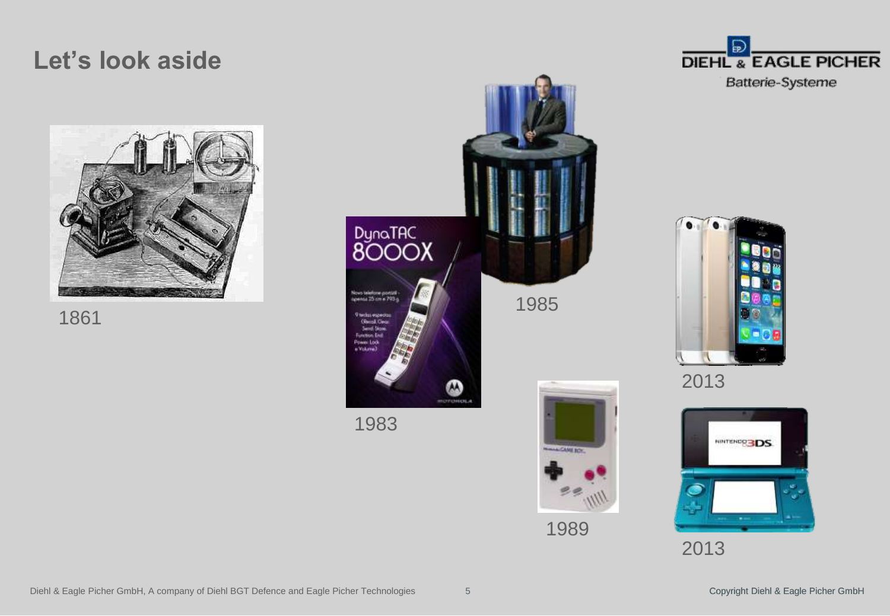# Let's look aside

1861

1983

1985

1989

2013

2013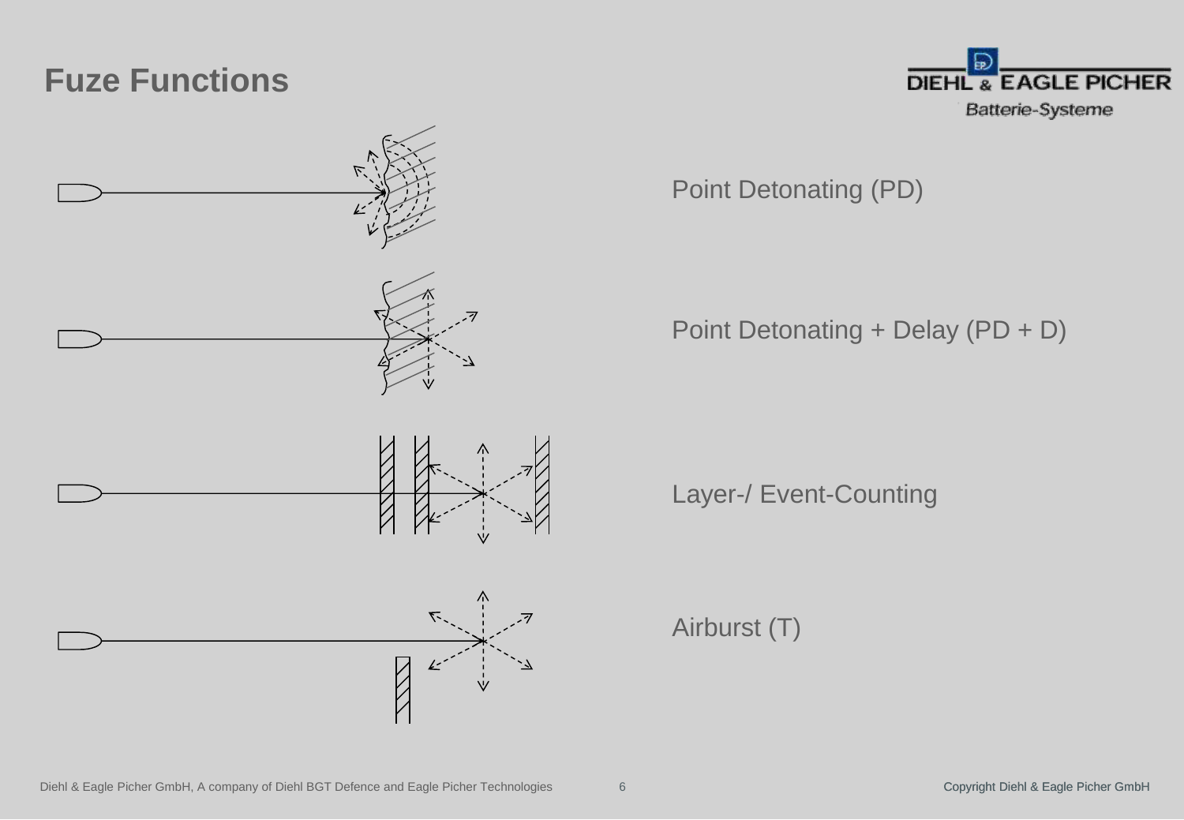# Fuze Functions

Point Detonating (PD)

Point Detonating + Delay (PD + D)

Layer-/ Event-Counting

Airburst (T)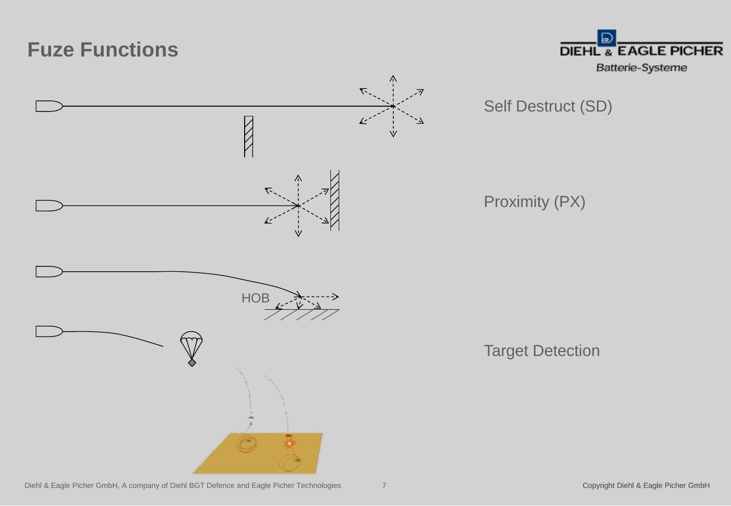# Fuze Functions

Self Destruct (SD)

Proximity (PX)

HOB

Target Detection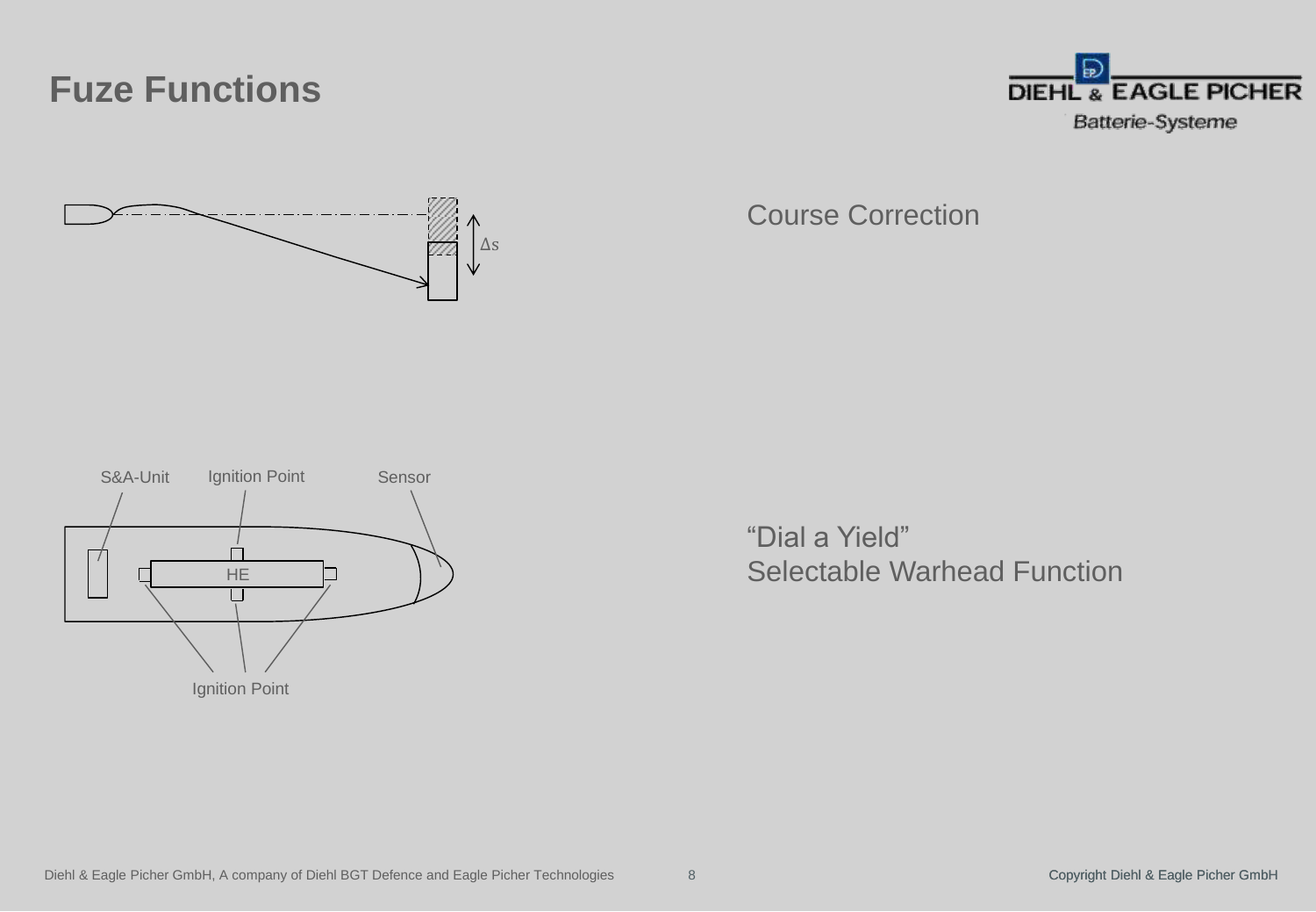# Fuze Functions

Course Correction

$\Delta s$

S&A-Unit

Ignition Point

Sensor

HE

Ignition Point

"Dial a Yield"
Selectable Warhead Function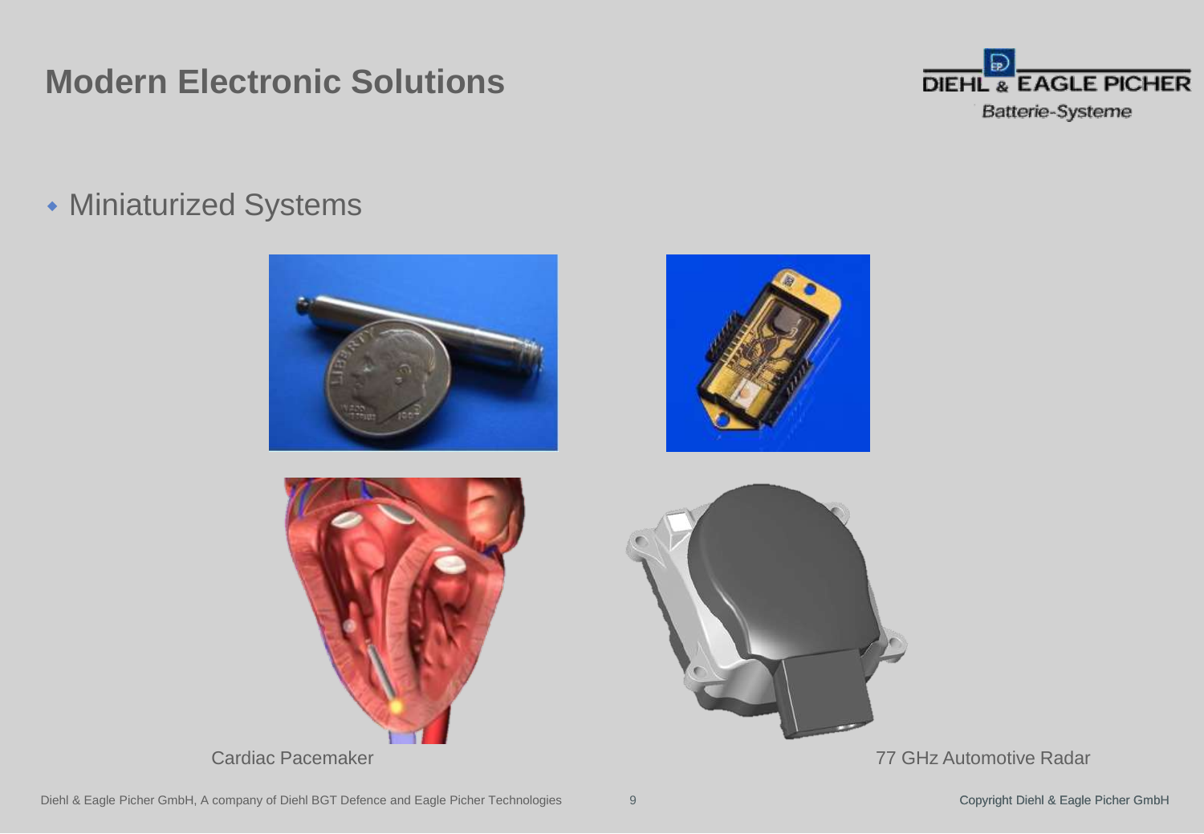# Modern Electronic Solutions

- Miniaturized Systems

Cardiac Pacemaker

77 GHz Automotive Radar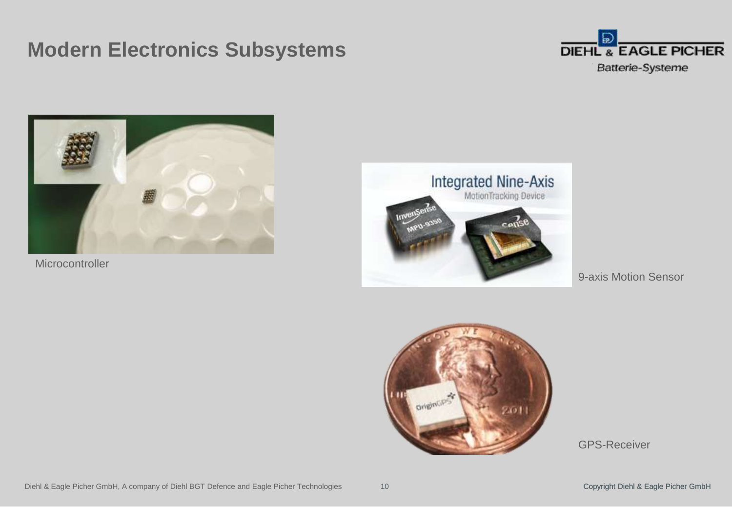# Modern Electronics Subsystems

Microcontroller

9-axis Motion Sensor

GPS-Receiver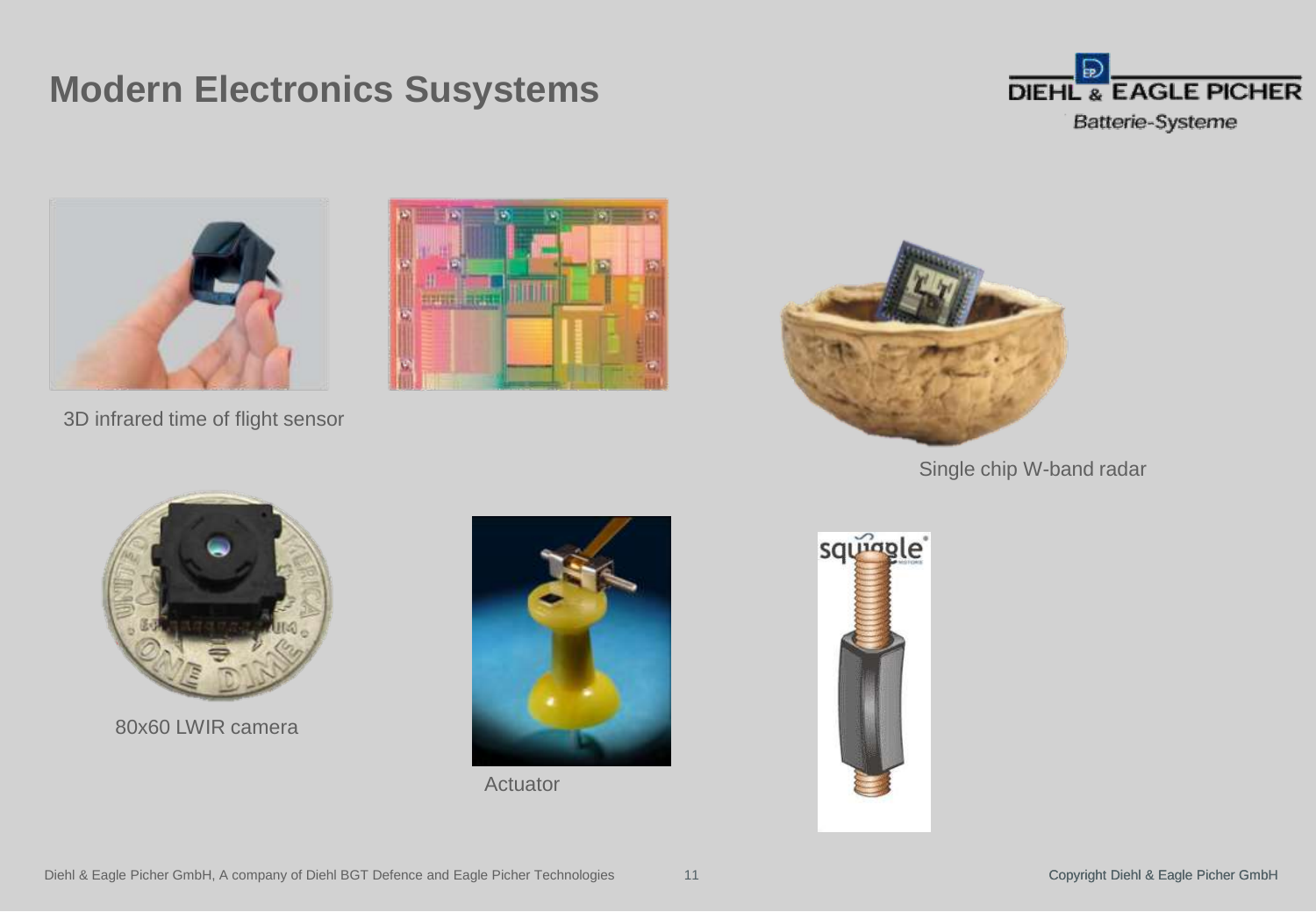# Modern Electronics Susystems

3D infrared time of flight sensor

Single chip W-band radar

80x60 LWIR camera

Actuator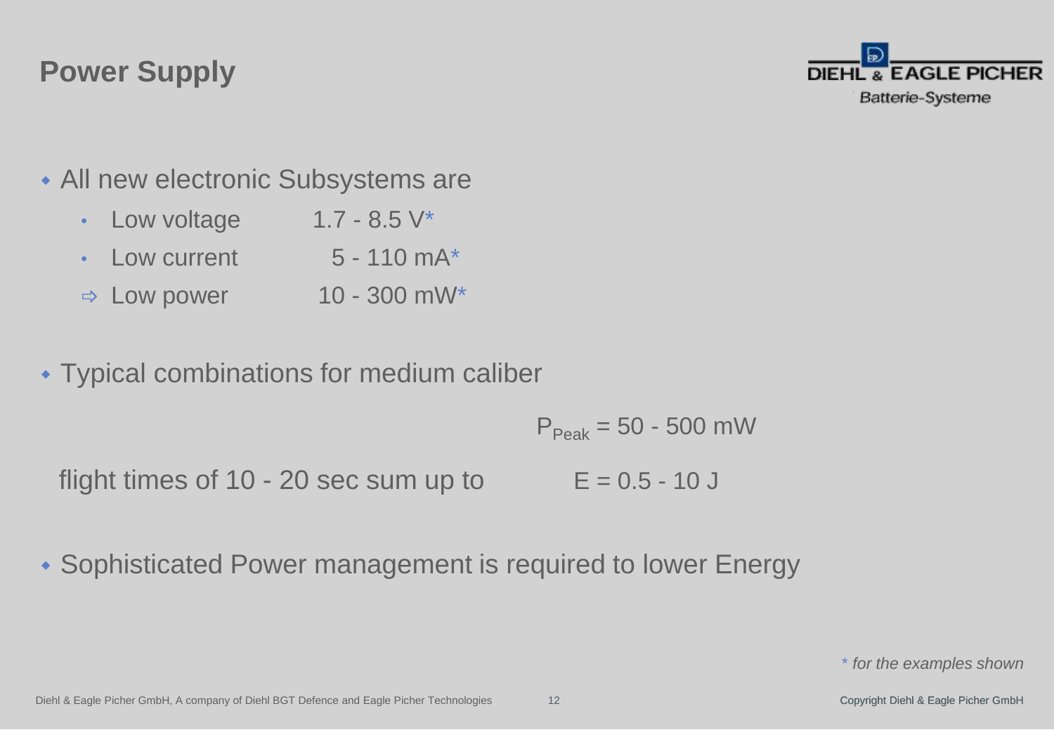# Power Supply

- All new electronic Subsystems are
  - Low voltage 1.7 - 8.5 V*
  - Low current 5 - 110 mA*
  - ⇨ Low power 10 - 300 mW*

- Typical combinations for medium caliber

$P_{Peak}$ = 50 - 500 mW

flight times of 10 - 20 sec sum up to E = 0.5 - 10 J

- Sophisticated Power management is required to lower Energy

*\* for the examples shown*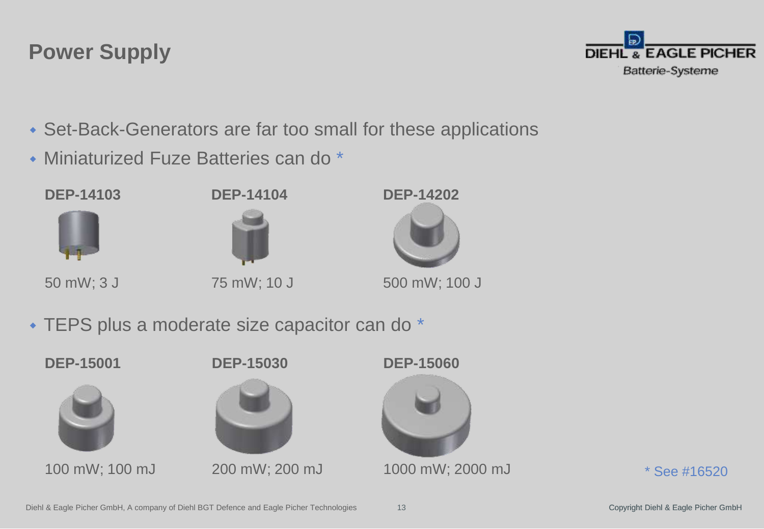# Power Supply

DIEHL & EAGLE PICHER
Batterie-Systeme

- Set-Back-Generators are far too small for these applications
- Miniaturized Fuze Batteries can do *

| DEP-14103 | DEP-14104 | DEP-14202 |
|---|---|---|
| 50 mW; 3 J | 75 mW; 10 J | 500 mW; 100 J |

- TEPS plus a moderate size capacitor can do *

| DEP-15001 | DEP-15030 | DEP-15060 |
|---|---|---|
| 100 mW; 100 mJ | 200 mW; 200 mJ | 1000 mW; 2000 mJ |

* See #16520

Diehl & Eagle Picher GmbH, A company of Diehl BGT Defence and Eagle Picher Technologies

Copyright Diehl & Eagle Picher GmbH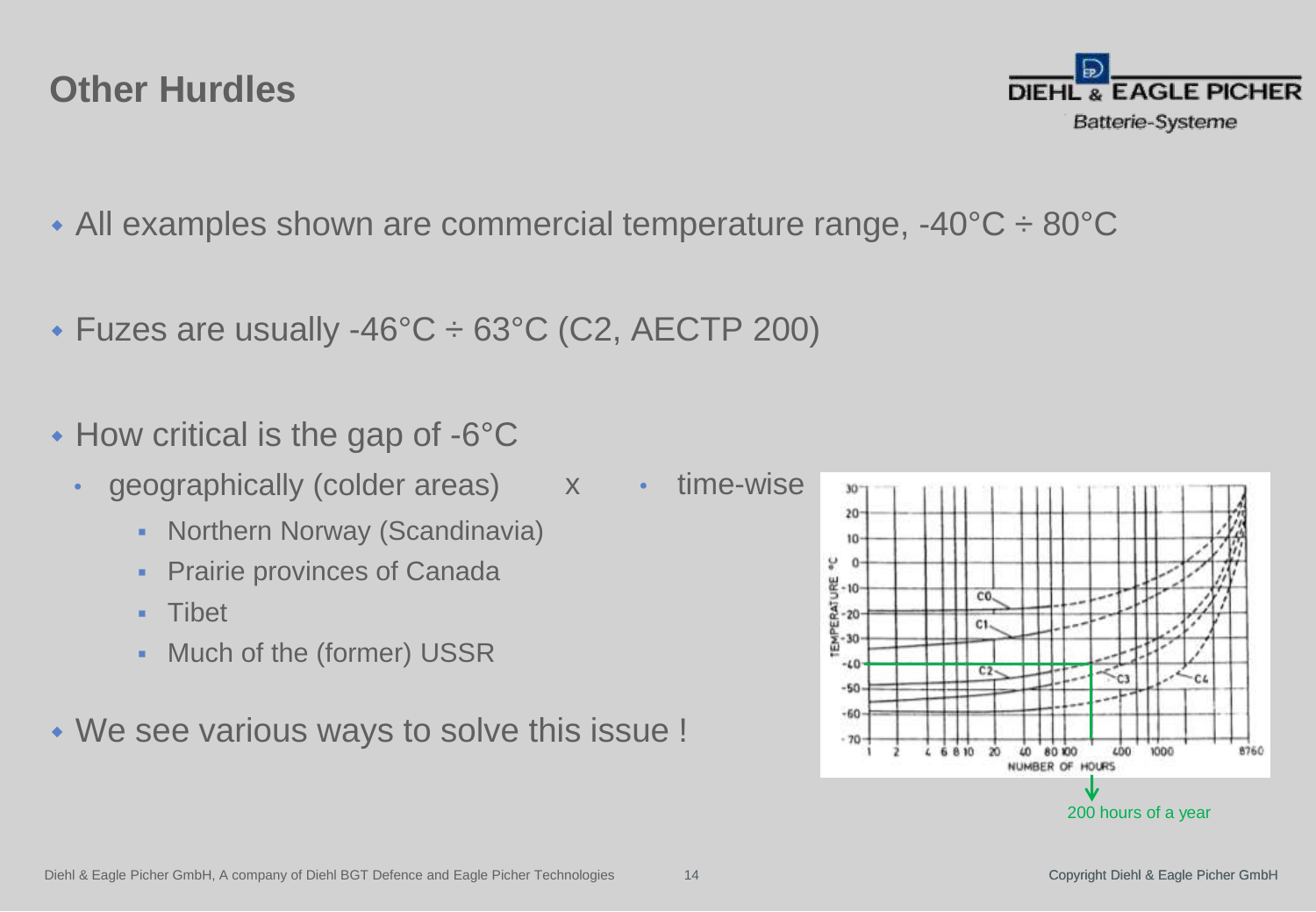# Other Hurdles

- All examples shown are commercial temperature range, -40°C ÷ 80°C
- Fuzes are usually -46°C ÷ 63°C (C2, AECTP 200)
- How critical is the gap of -6°C
  - geographically (colder areas) x
    - Northern Norway (Scandinavia)
    - Prairie provinces of Canada
    - Tibet
    - Much of the (former) USSR
  - time-wise
- We see various ways to solve this issue !

200 hours of a year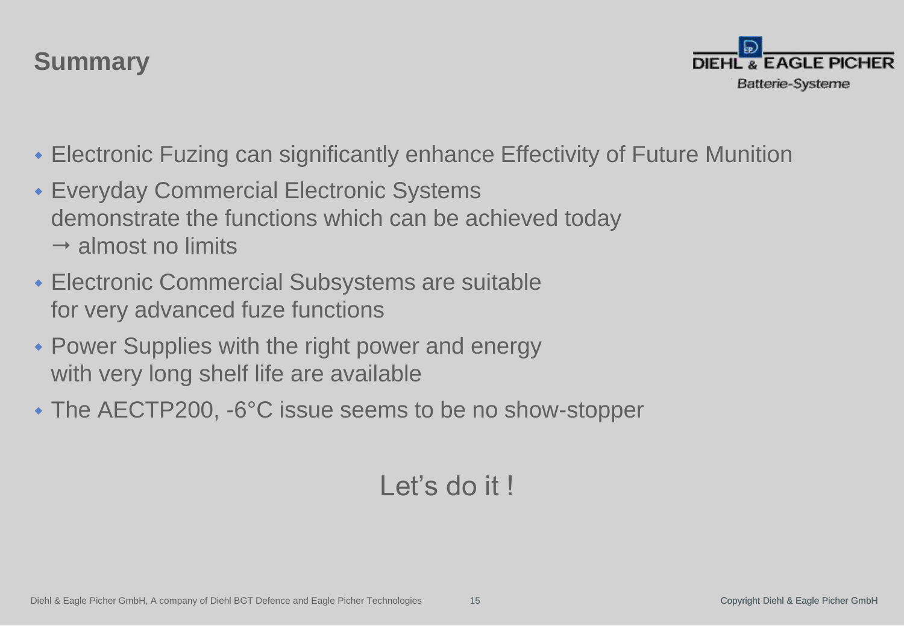# Summary

- Electronic Fuzing can significantly enhance Effectivity of Future Munition
- Everyday Commercial Electronic Systems demonstrate the functions which can be achieved today → almost no limits
- Electronic Commercial Subsystems are suitable for very advanced fuze functions
- Power Supplies with the right power and energy with very long shelf life are available
- The AECTP200, -6°C issue seems to be no show-stopper

Let’s do it !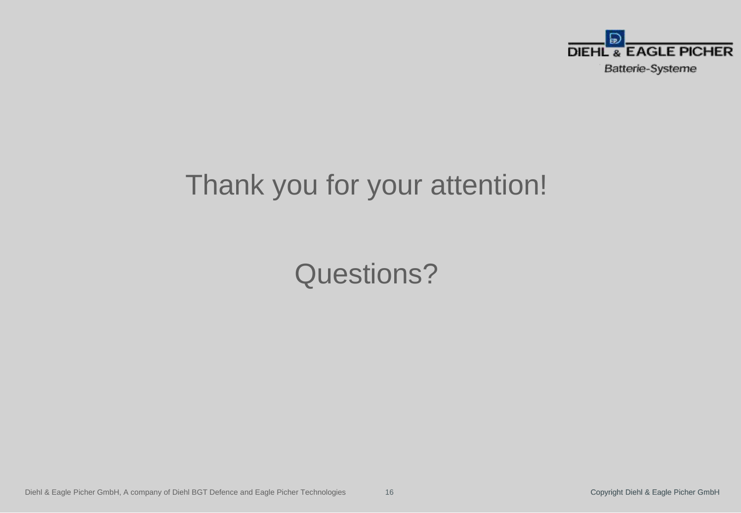Thank you for your attention!

Questions?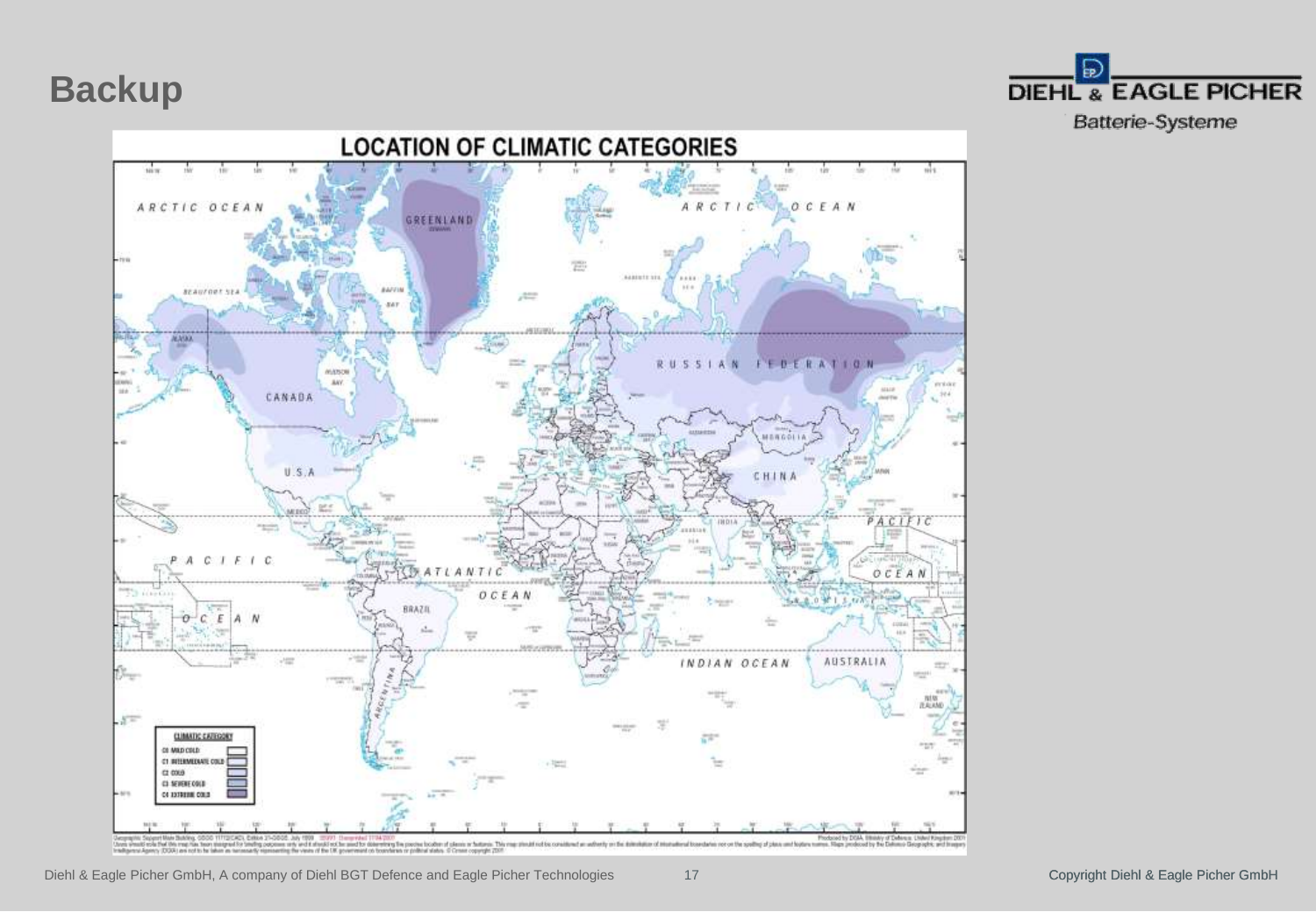# Backup

## LOCATION OF CLIMATIC CATEGORIES

**CLIMATIC CATEGORY**

- C0 MILD COLD
- C1 INTERMEDIATE COLD
- C2 COLD
- C3 SEVERE COLD
- C4 EXTREME COLD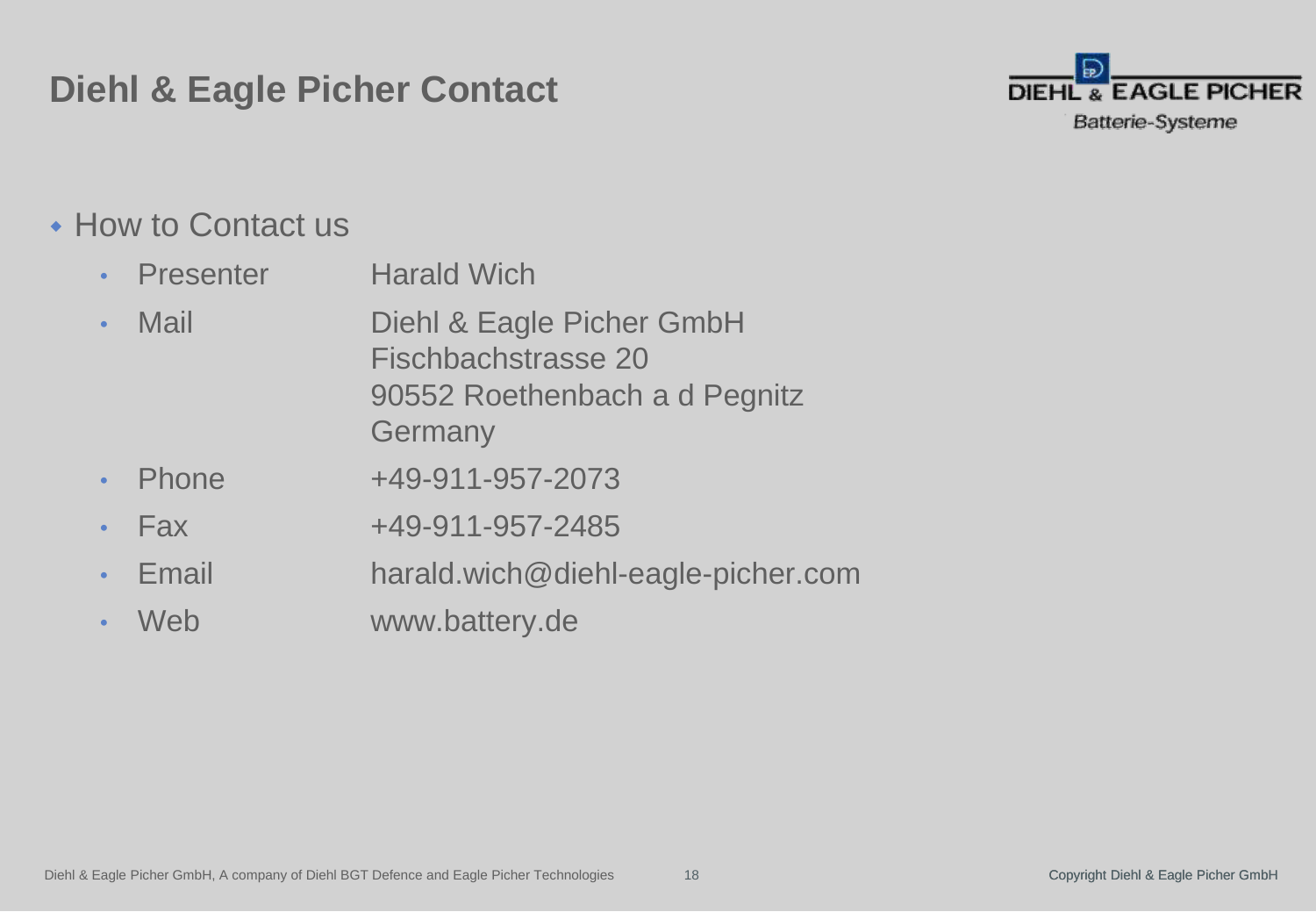# Diehl & Eagle Picher Contact

- How to Contact us
  - Presenter Harald Wich
  - Mail Diehl & Eagle Picher GmbH  
    Fischbachstrasse 20  
    90552 Roethenbach a d Pegnitz  
    Germany
  - Phone +49-911-957-2073
  - Fax +49-911-957-2485
  - Email harald.wich@diehl-eagle-picher.com
  - Web www.battery.de